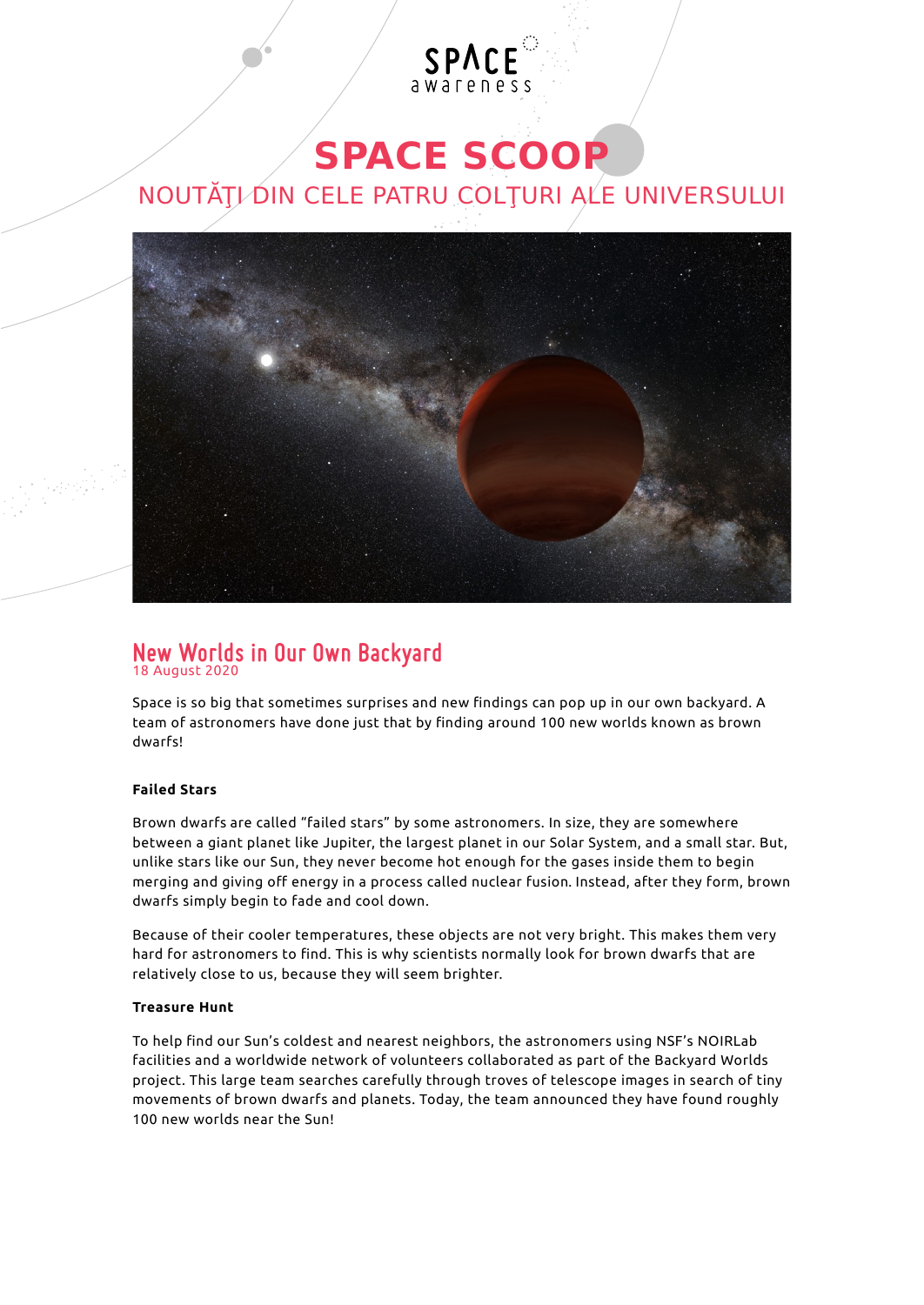# SPACE SCOOP

## NOUTĂŢI DIN CELE PATRU COLŢURI ALE UNIVERSULUI

## New Worlds in Our Own Backyard

18 August 2020

Space is so big that sometimes surprises and new findings can pop up in our own backyard. A team of astronomers have done just that by finding around 100 new worlds known as brown dwarfs!

**Failed Stars**

Brown dwarfs are called “failed stars” by some astronomers. In size, they are somewhere between a giant planet like Jupiter, the largest planet in our Solar System, and a small star. But, unlike stars like our Sun, they never become hot enough for the gases inside them to begin merging and giving off energy in a process called nuclear fusion. Instead, after they form, brown dwarfs simply begin to fade and cool down.

Because of their cooler temperatures, these objects are not very bright. This makes them very hard for astronomers to find. This is why scientists normally look for brown dwarfs that are relatively close to us, because they will seem brighter.

**Treasure Hunt**

To help find our Sun’s coldest and nearest neighbors, the astronomers using NSF’s NOIRLab facilities and a worldwide network of volunteers collaborated as part of the Backyard Worlds project. This large team searches carefully through troves of telescope images in search of tiny movements of brown dwarfs and planets. Today, the team announced they have found roughly 100 new worlds near the Sun!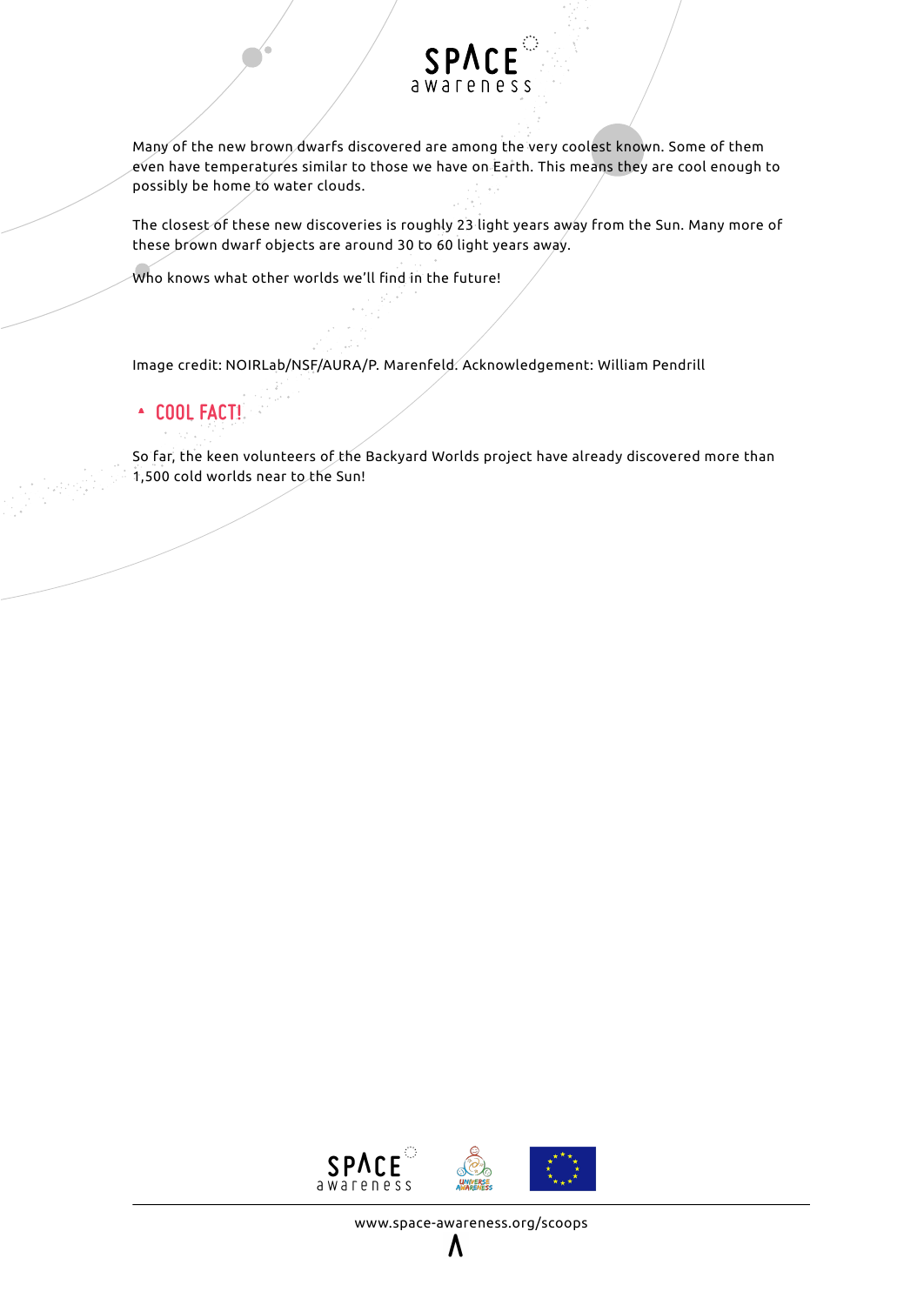Many of the new brown dwarfs discovered are among the very coolest known. Some of them even have temperatures similar to those we have on Earth. This means they are cool enough to possibly be home to water clouds.

The closest of these new discoveries is roughly 23 light years away from the Sun. Many more of these brown dwarf objects are around 30 to 60 light years away.

Who knows what other worlds we'll find in the future!

Image credit: NOIRLab/NSF/AURA/P. Marenfeld. Acknowledgement: William Pendrill

## COOL FACT!

So far, the keen volunteers of the Backyard Worlds project have already discovered more than 1,500 cold worlds near to the Sun!

www.space-awareness.org/scoops